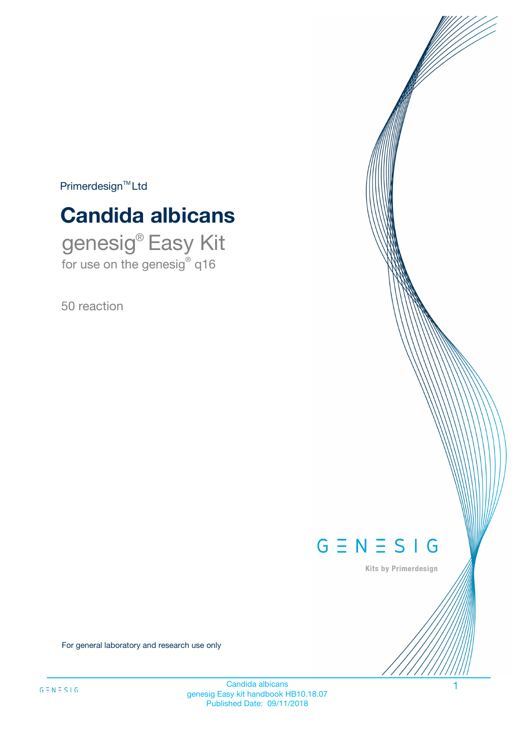Primerdesign™ Ltd

# Candida albicans

## genesig® Easy Kit

for use on the genesig® q16

50 reaction

GENESIG

Kits by Primerdesign

For general laboratory and research use only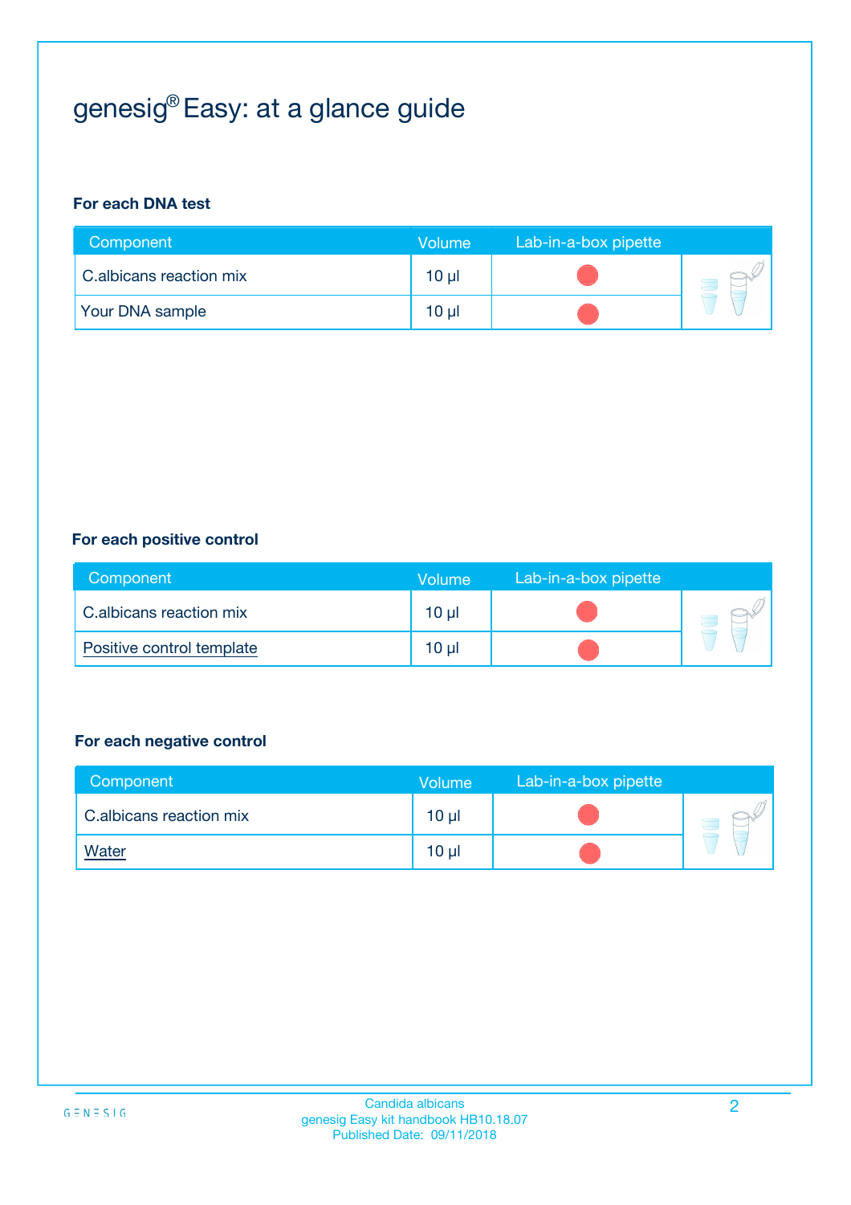# genesig® Easy: at a glance guide

### For each DNA test

| Component | Volume | Lab-in-a-box pipette |
|---|---|---|
| C.albicans reaction mix | 10 µl | ● |
| Your DNA sample | 10 µl | ● |

### For each positive control

| Component | Volume | Lab-in-a-box pipette |
|---|---|---|
| C.albicans reaction mix | 10 µl | ● |
| Positive control template | 10 µl | ● |

### For each negative control

| Component | Volume | Lab-in-a-box pipette |
|---|---|---|
| C.albicans reaction mix | 10 µl | ● |
| Water | 10 µl | ● |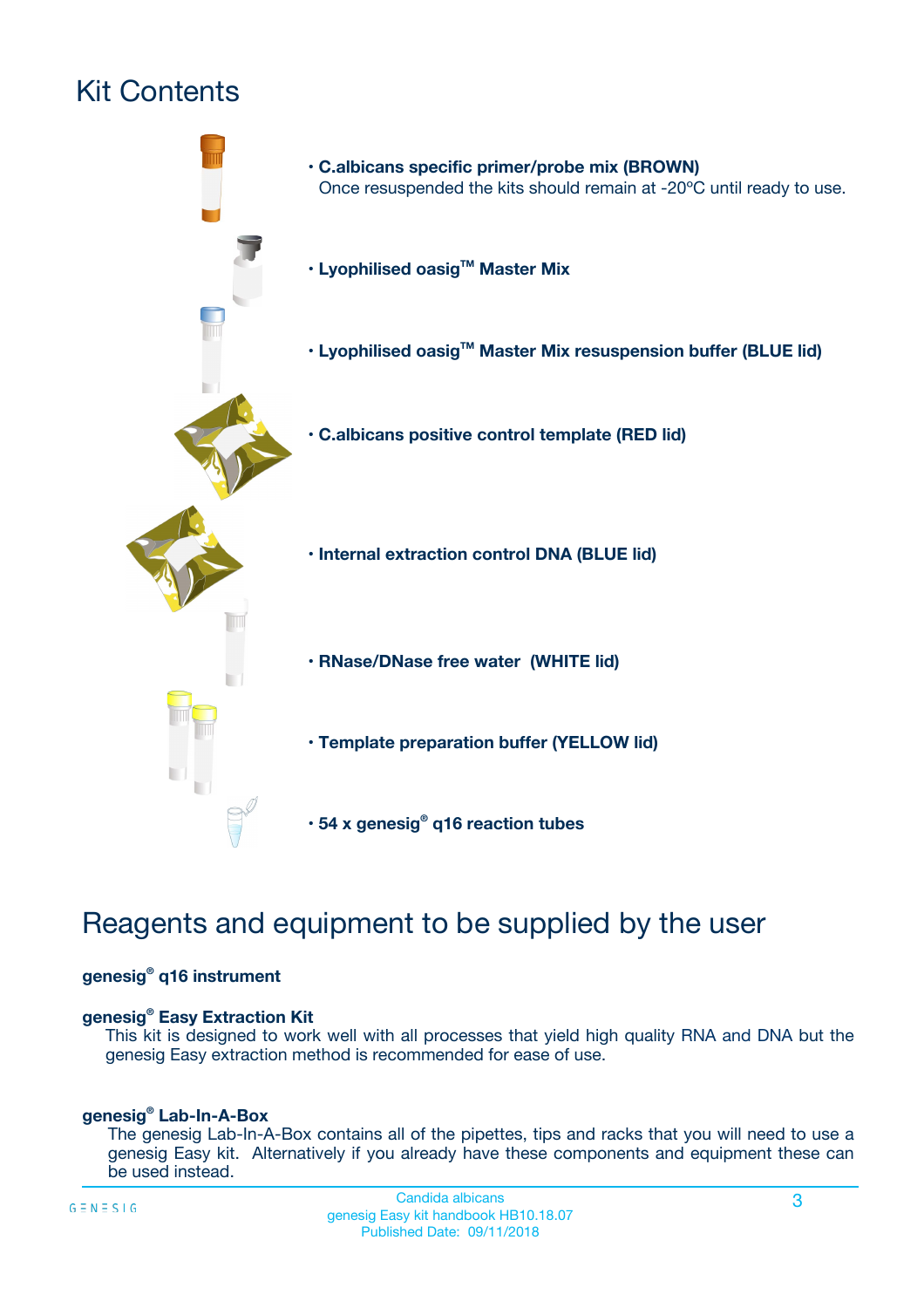# Kit Contents

- **C.albicans specific primer/probe mix (BROWN)**
  Once resuspended the kits should remain at -20ºC until ready to use.
- **Lyophilised oasig™ Master Mix**
- **Lyophilised oasig™ Master Mix resuspension buffer (BLUE lid)**
- **C.albicans positive control template (RED lid)**
- **Internal extraction control DNA (BLUE lid)**
- **RNase/DNase free water (WHITE lid)**
- **Template preparation buffer (YELLOW lid)**
- **54 x genesig® q16 reaction tubes**

# Reagents and equipment to be supplied by the user

**genesig® q16 instrument**

**genesig® Easy Extraction Kit**

This kit is designed to work well with all processes that yield high quality RNA and DNA but the genesig Easy extraction method is recommended for ease of use.

**genesig® Lab-In-A-Box**

The genesig Lab-In-A-Box contains all of the pipettes, tips and racks that you will need to use a genesig Easy kit. Alternatively if you already have these components and equipment these can be used instead.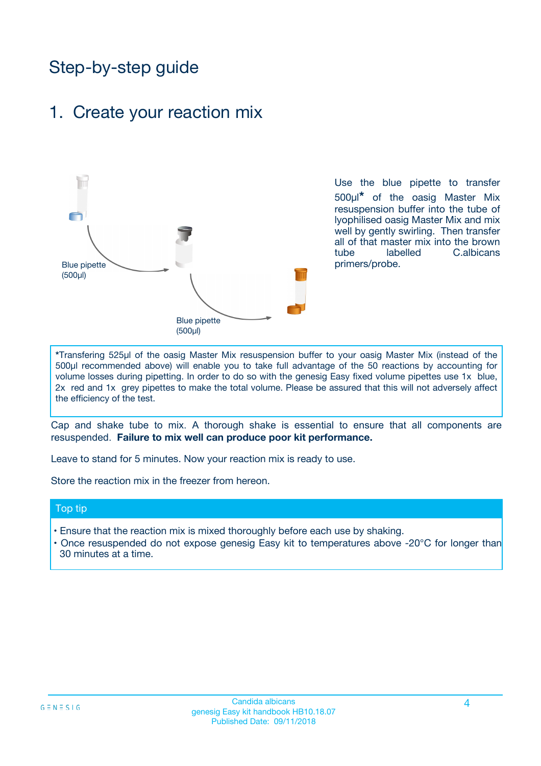# Step-by-step guide

## 1. Create your reaction mix

Blue pipette (500µl)

Blue pipette (500µl)

Use the blue pipette to transfer 500µl* of the oasig Master Mix resuspension buffer into the tube of lyophilised oasig Master Mix and mix well by gently swirling. Then transfer all of that master mix into the brown tube labelled C.albicans primers/probe.

*Transfering 525µl of the oasig Master Mix resuspension buffer to your oasig Master Mix (instead of the 500µl recommended above) will enable you to take full advantage of the 50 reactions by accounting for volume losses during pipetting. In order to do so with the genesig Easy fixed volume pipettes use 1x blue, 2x red and 1x grey pipettes to make the total volume. Please be assured that this will not adversely affect the efficiency of the test.

Cap and shake tube to mix. A thorough shake is essential to ensure that all components are resuspended. **Failure to mix well can produce poor kit performance.**

Leave to stand for 5 minutes. Now your reaction mix is ready to use.

Store the reaction mix in the freezer from hereon.

### Top tip

- Ensure that the reaction mix is mixed thoroughly before each use by shaking.
- Once resuspended do not expose genesig Easy kit to temperatures above -20°C for longer than 30 minutes at a time.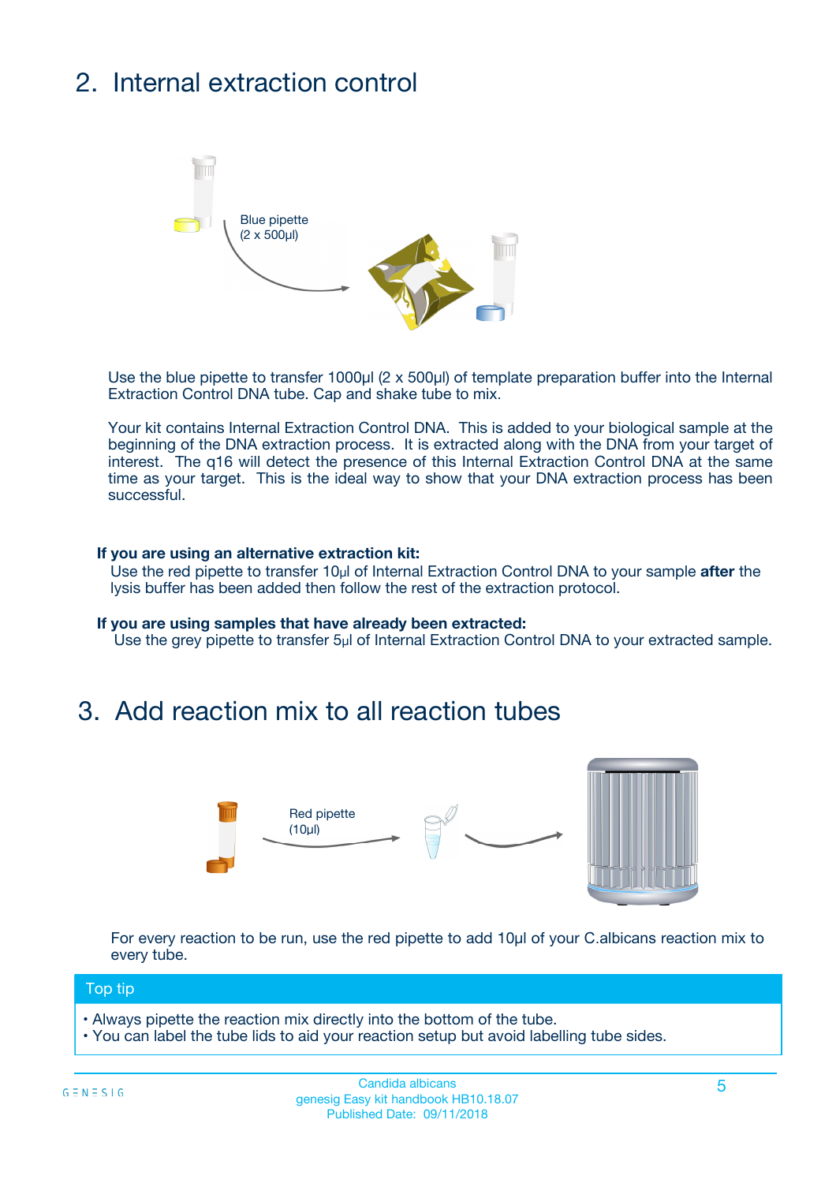## 2. Internal extraction control

Blue pipette
(2 x 500µl)

Use the blue pipette to transfer 1000µl (2 x 500µl) of template preparation buffer into the Internal Extraction Control DNA tube. Cap and shake tube to mix.

Your kit contains Internal Extraction Control DNA. This is added to your biological sample at the beginning of the DNA extraction process. It is extracted along with the DNA from your target of interest. The q16 will detect the presence of this Internal Extraction Control DNA at the same time as your target. This is the ideal way to show that your DNA extraction process has been successful.

**If you are using an alternative extraction kit:**
Use the red pipette to transfer 10µl of Internal Extraction Control DNA to your sample **after** the lysis buffer has been added then follow the rest of the extraction protocol.

**If you are using samples that have already been extracted:**
Use the grey pipette to transfer 5µl of Internal Extraction Control DNA to your extracted sample.

## 3. Add reaction mix to all reaction tubes

Red pipette
(10µl)

For every reaction to be run, use the red pipette to add 10µl of your C.albicans reaction mix to every tube.

**Top tip**

- Always pipette the reaction mix directly into the bottom of the tube.
- You can label the tube lids to aid your reaction setup but avoid labelling tube sides.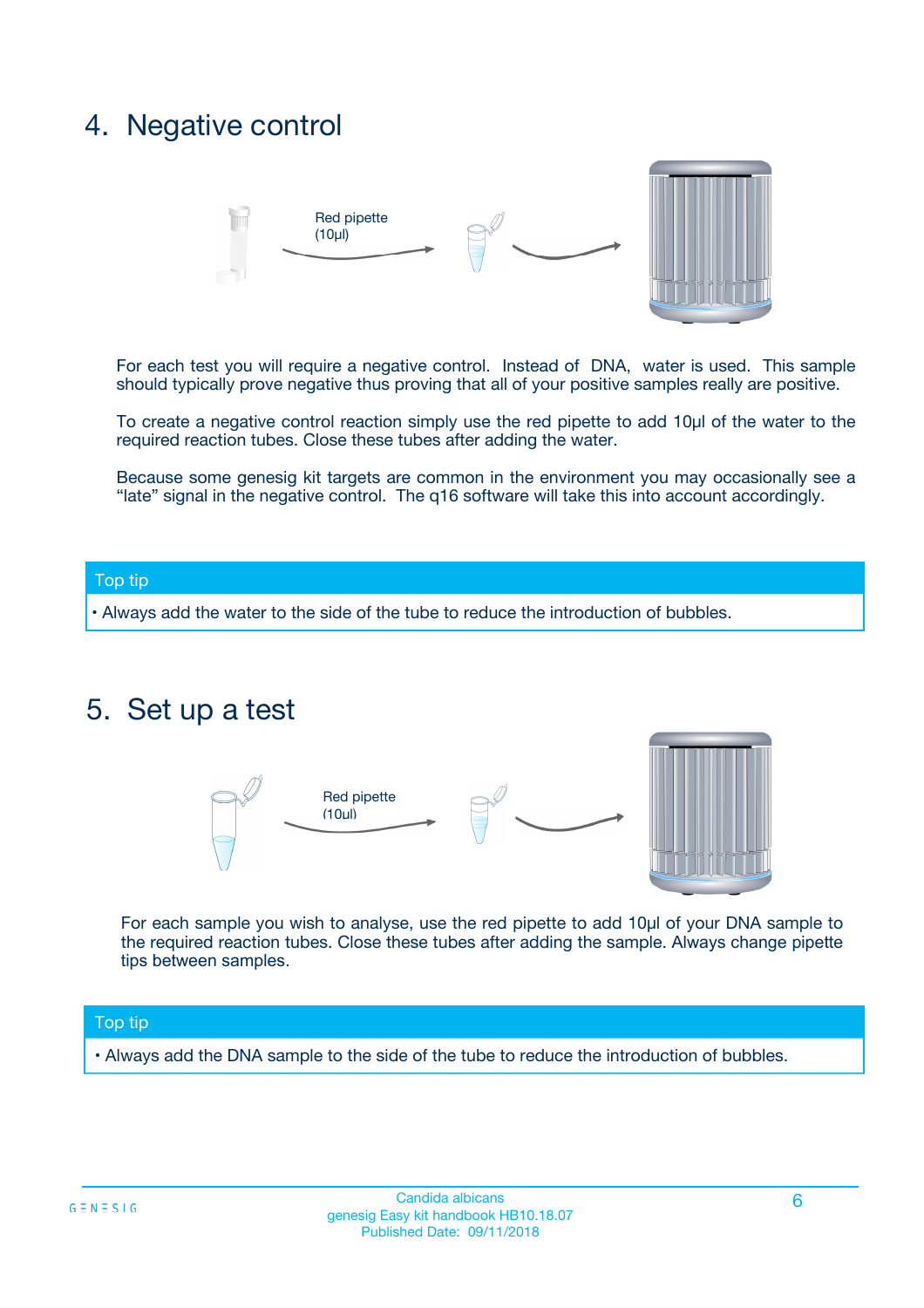## 4. Negative control

Red pipette (10µl)

For each test you will require a negative control. Instead of DNA, water is used. This sample should typically prove negative thus proving that all of your positive samples really are positive.

To create a negative control reaction simply use the red pipette to add 10µl of the water to the required reaction tubes. Close these tubes after adding the water.

Because some genesig kit targets are common in the environment you may occasionally see a "late" signal in the negative control. The q16 software will take this into account accordingly.

**Top tip**

- Always add the water to the side of the tube to reduce the introduction of bubbles.

## 5. Set up a test

Red pipette (10µl)

For each sample you wish to analyse, use the red pipette to add 10µl of your DNA sample to the required reaction tubes. Close these tubes after adding the sample. Always change pipette tips between samples.

**Top tip**

- Always add the DNA sample to the side of the tube to reduce the introduction of bubbles.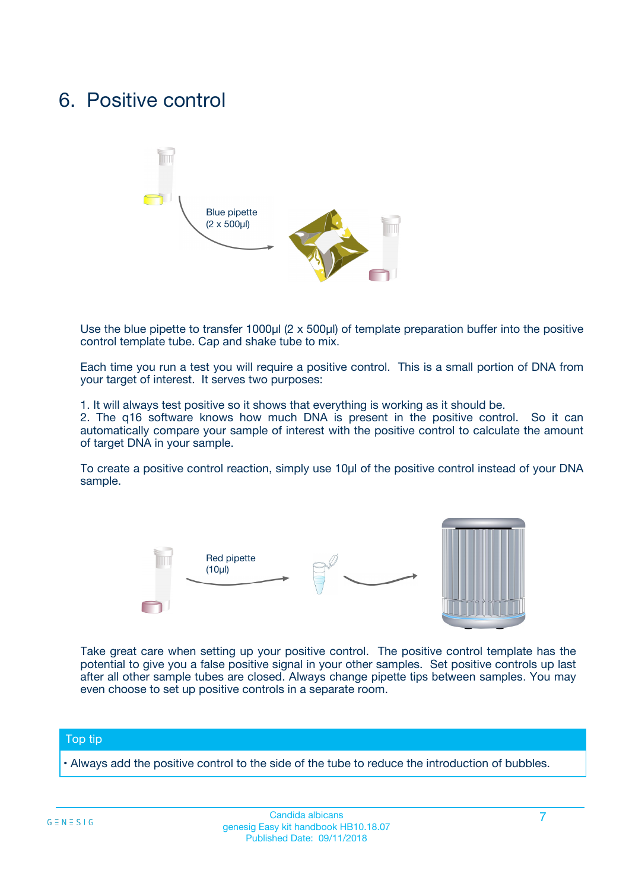# 6. Positive control

Blue pipette
(2 x 500µl)

Use the blue pipette to transfer 1000µl (2 x 500µl) of template preparation buffer into the positive control template tube. Cap and shake tube to mix.

Each time you run a test you will require a positive control. This is a small portion of DNA from your target of interest. It serves two purposes:

1. It will always test positive so it shows that everything is working as it should be.
2. The q16 software knows how much DNA is present in the positive control. So it can automatically compare your sample of interest with the positive control to calculate the amount of target DNA in your sample.

To create a positive control reaction, simply use 10µl of the positive control instead of your DNA sample.

Red pipette
(10µl)

Take great care when setting up your positive control. The positive control template has the potential to give you a false positive signal in your other samples. Set positive controls up last after all other sample tubes are closed. Always change pipette tips between samples. You may even choose to set up positive controls in a separate room.

**Top tip**

- Always add the positive control to the side of the tube to reduce the introduction of bubbles.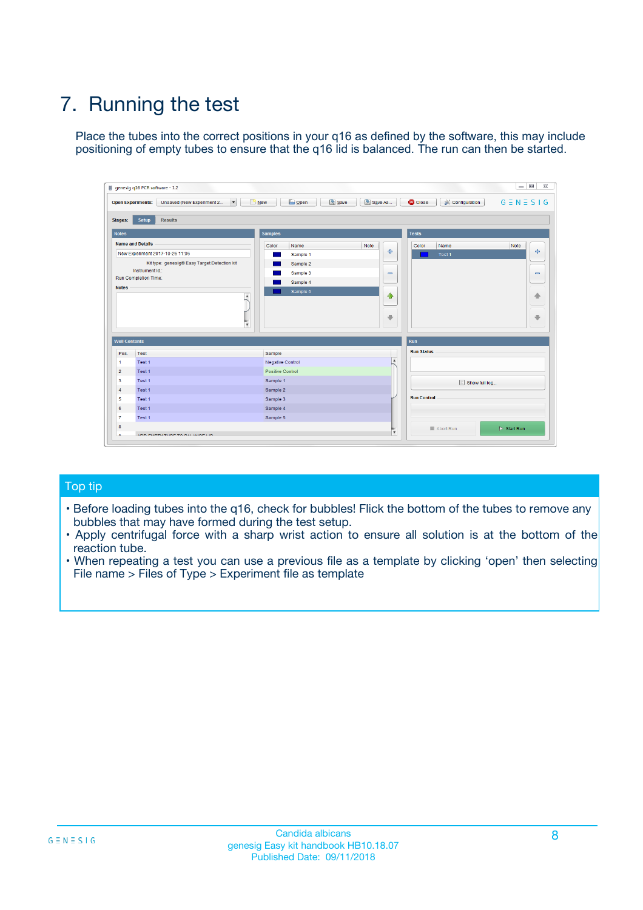# 7. Running the test

Place the tubes into the correct positions in your q16 as defined by the software, this may include positioning of empty tubes to ensure that the q16 lid is balanced. The run can then be started.

## Top tip

- Before loading tubes into the q16, check for bubbles! Flick the bottom of the tubes to remove any bubbles that may have formed during the test setup.
- Apply centrifugal force with a sharp wrist action to ensure all solution is at the bottom of the reaction tube.
- When repeating a test you can use a previous file as a template by clicking 'open' then selecting File name > Files of Type > Experiment file as template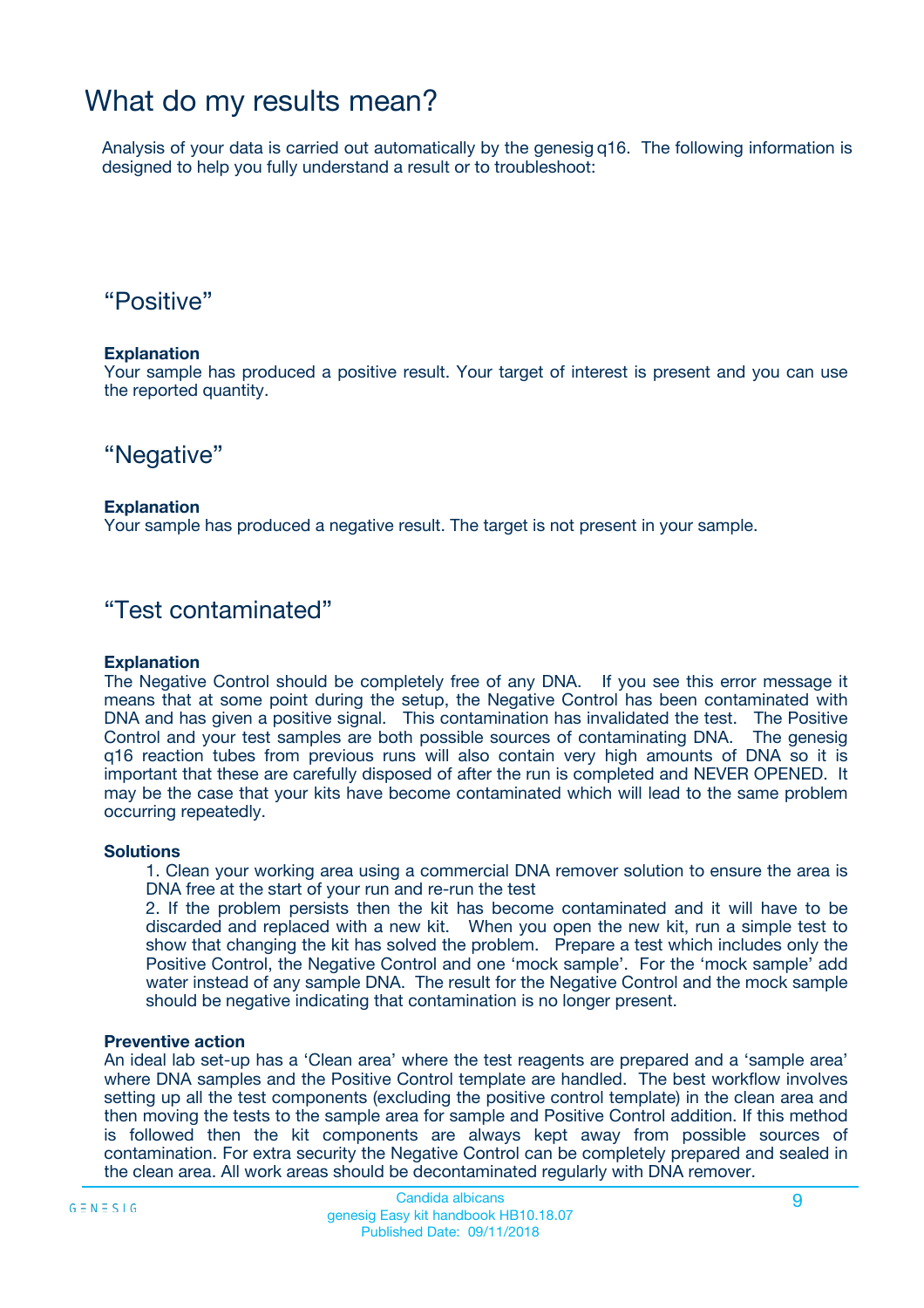# What do my results mean?

Analysis of your data is carried out automatically by the genesig q16. The following information is designed to help you fully understand a result or to troubleshoot:

## “Positive”

**Explanation**

Your sample has produced a positive result. Your target of interest is present and you can use the reported quantity.

## “Negative”

**Explanation**

Your sample has produced a negative result. The target is not present in your sample.

## “Test contaminated”

**Explanation**

The Negative Control should be completely free of any DNA. If you see this error message it means that at some point during the setup, the Negative Control has been contaminated with DNA and has given a positive signal. This contamination has invalidated the test. The Positive Control and your test samples are both possible sources of contaminating DNA. The genesig q16 reaction tubes from previous runs will also contain very high amounts of DNA so it is important that these are carefully disposed of after the run is completed and NEVER OPENED. It may be the case that your kits have become contaminated which will lead to the same problem occurring repeatedly.

**Solutions**

1. Clean your working area using a commercial DNA remover solution to ensure the area is DNA free at the start of your run and re-run the test
2. If the problem persists then the kit has become contaminated and it will have to be discarded and replaced with a new kit. When you open the new kit, run a simple test to show that changing the kit has solved the problem. Prepare a test which includes only the Positive Control, the Negative Control and one ‘mock sample’. For the ‘mock sample’ add water instead of any sample DNA. The result for the Negative Control and the mock sample should be negative indicating that contamination is no longer present.

**Preventive action**

An ideal lab set-up has a ‘Clean area’ where the test reagents are prepared and a ‘sample area’ where DNA samples and the Positive Control template are handled. The best workflow involves setting up all the test components (excluding the positive control template) in the clean area and then moving the tests to the sample area for sample and Positive Control addition. If this method is followed then the kit components are always kept away from possible sources of contamination. For extra security the Negative Control can be completely prepared and sealed in the clean area. All work areas should be decontaminated regularly with DNA remover.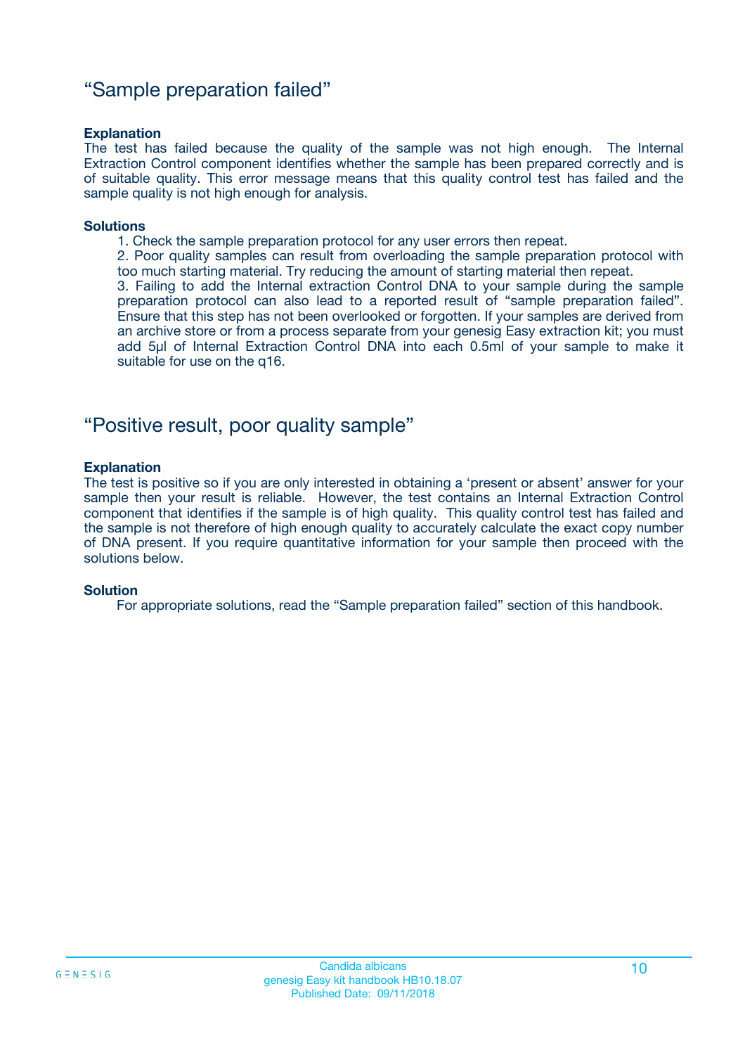## "Sample preparation failed"

**Explanation**

The test has failed because the quality of the sample was not high enough. The Internal Extraction Control component identifies whether the sample has been prepared correctly and is of suitable quality. This error message means that this quality control test has failed and the sample quality is not high enough for analysis.

**Solutions**

1. Check the sample preparation protocol for any user errors then repeat.
2. Poor quality samples can result from overloading the sample preparation protocol with too much starting material. Try reducing the amount of starting material then repeat.
3. Failing to add the Internal extraction Control DNA to your sample during the sample preparation protocol can also lead to a reported result of "sample preparation failed". Ensure that this step has not been overlooked or forgotten. If your samples are derived from an archive store or from a process separate from your genesig Easy extraction kit; you must add 5µl of Internal Extraction Control DNA into each 0.5ml of your sample to make it suitable for use on the q16.

## "Positive result, poor quality sample"

**Explanation**

The test is positive so if you are only interested in obtaining a 'present or absent' answer for your sample then your result is reliable. However, the test contains an Internal Extraction Control component that identifies if the sample is of high quality. This quality control test has failed and the sample is not therefore of high enough quality to accurately calculate the exact copy number of DNA present. If you require quantitative information for your sample then proceed with the solutions below.

**Solution**

For appropriate solutions, read the "Sample preparation failed" section of this handbook.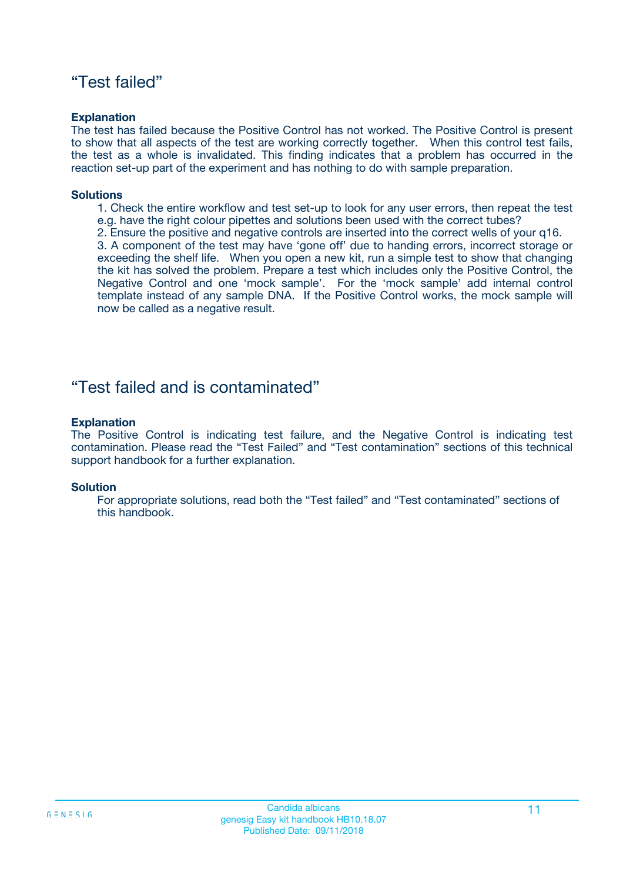## “Test failed”

**Explanation**

The test has failed because the Positive Control has not worked. The Positive Control is present to show that all aspects of the test are working correctly together. When this control test fails, the test as a whole is invalidated. This finding indicates that a problem has occurred in the reaction set-up part of the experiment and has nothing to do with sample preparation.

**Solutions**

1. Check the entire workflow and test set-up to look for any user errors, then repeat the test e.g. have the right colour pipettes and solutions been used with the correct tubes?
2. Ensure the positive and negative controls are inserted into the correct wells of your q16.
3. A component of the test may have ‘gone off’ due to handing errors, incorrect storage or exceeding the shelf life. When you open a new kit, run a simple test to show that changing the kit has solved the problem. Prepare a test which includes only the Positive Control, the Negative Control and one ‘mock sample’. For the ‘mock sample’ add internal control template instead of any sample DNA. If the Positive Control works, the mock sample will now be called as a negative result.

## “Test failed and is contaminated”

**Explanation**

The Positive Control is indicating test failure, and the Negative Control is indicating test contamination. Please read the “Test Failed” and “Test contamination” sections of this technical support handbook for a further explanation.

**Solution**

For appropriate solutions, read both the “Test failed” and “Test contaminated” sections of this handbook.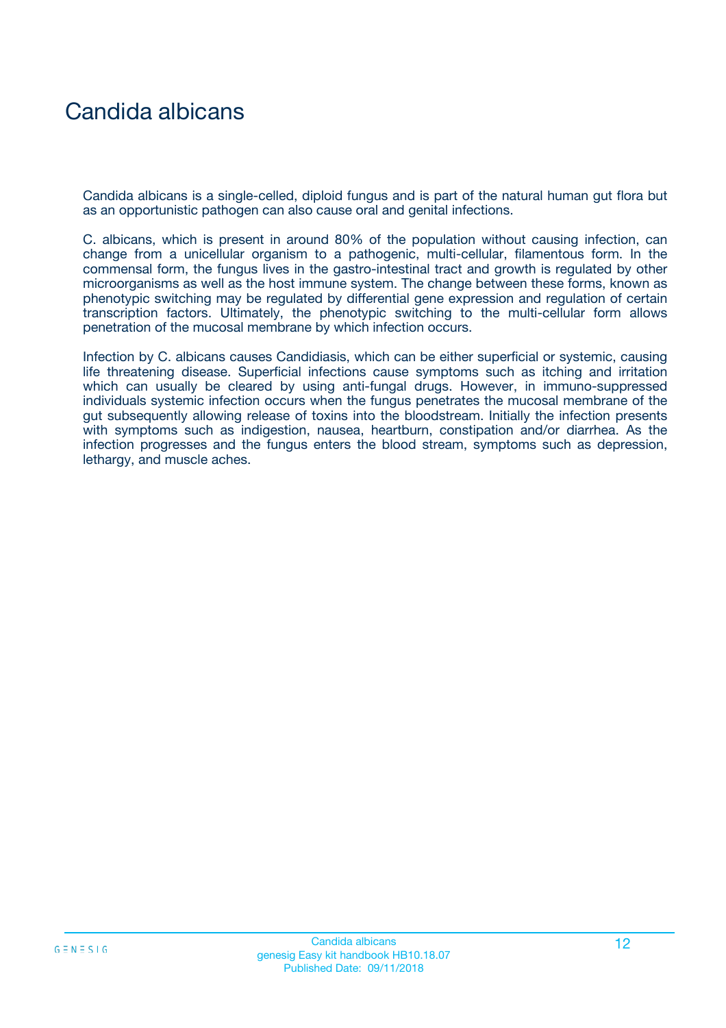# Candida albicans

Candida albicans is a single-celled, diploid fungus and is part of the natural human gut flora but as an opportunistic pathogen can also cause oral and genital infections.

C. albicans, which is present in around 80% of the population without causing infection, can change from a unicellular organism to a pathogenic, multi-cellular, filamentous form. In the commensal form, the fungus lives in the gastro-intestinal tract and growth is regulated by other microorganisms as well as the host immune system. The change between these forms, known as phenotypic switching may be regulated by differential gene expression and regulation of certain transcription factors. Ultimately, the phenotypic switching to the multi-cellular form allows penetration of the mucosal membrane by which infection occurs.

Infection by C. albicans causes Candidiasis, which can be either superficial or systemic, causing life threatening disease. Superficial infections cause symptoms such as itching and irritation which can usually be cleared by using anti-fungal drugs. However, in immuno-suppressed individuals systemic infection occurs when the fungus penetrates the mucosal membrane of the gut subsequently allowing release of toxins into the bloodstream. Initially the infection presents with symptoms such as indigestion, nausea, heartburn, constipation and/or diarrhea. As the infection progresses and the fungus enters the blood stream, symptoms such as depression, lethargy, and muscle aches.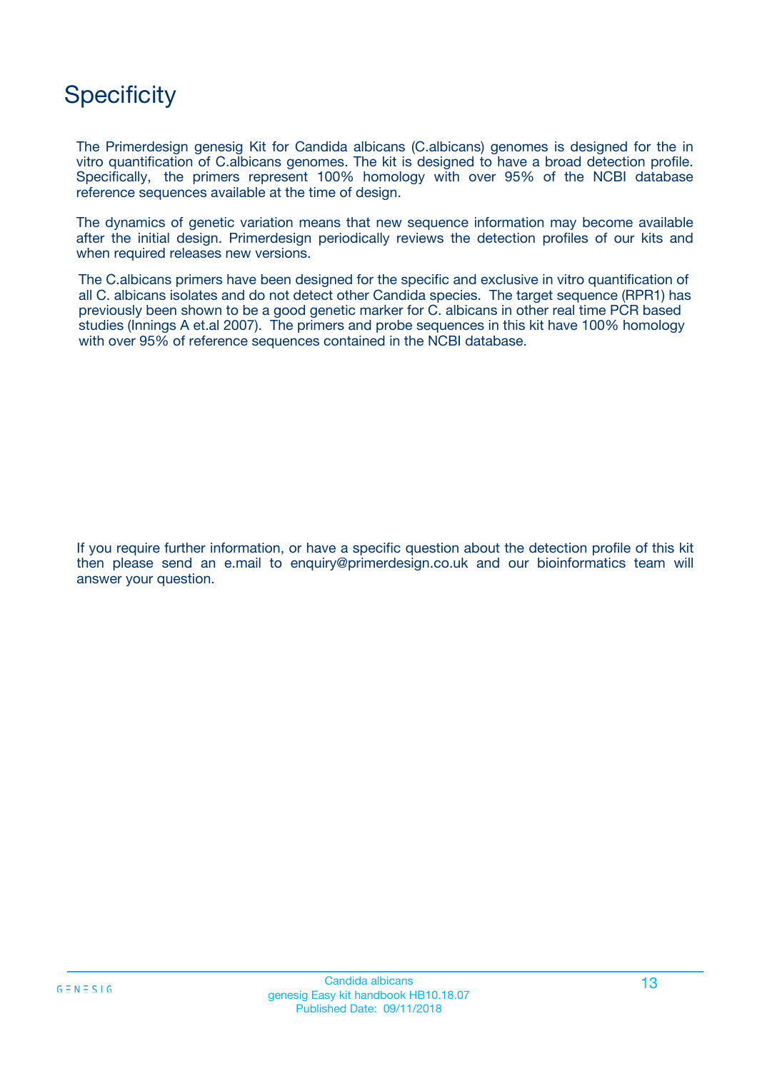# Specificity

The Primerdesign genesig Kit for Candida albicans (C.albicans) genomes is designed for the in vitro quantification of C.albicans genomes. The kit is designed to have a broad detection profile. Specifically, the primers represent 100% homology with over 95% of the NCBI database reference sequences available at the time of design.

The dynamics of genetic variation means that new sequence information may become available after the initial design. Primerdesign periodically reviews the detection profiles of our kits and when required releases new versions.

The C.albicans primers have been designed for the specific and exclusive in vitro quantification of all C. albicans isolates and do not detect other Candida species. The target sequence (RPR1) has previously been shown to be a good genetic marker for C. albicans in other real time PCR based studies (Innings A et.al 2007). The primers and probe sequences in this kit have 100% homology with over 95% of reference sequences contained in the NCBI database.

If you require further information, or have a specific question about the detection profile of this kit then please send an e.mail to enquiry@primerdesign.co.uk and our bioinformatics team will answer your question.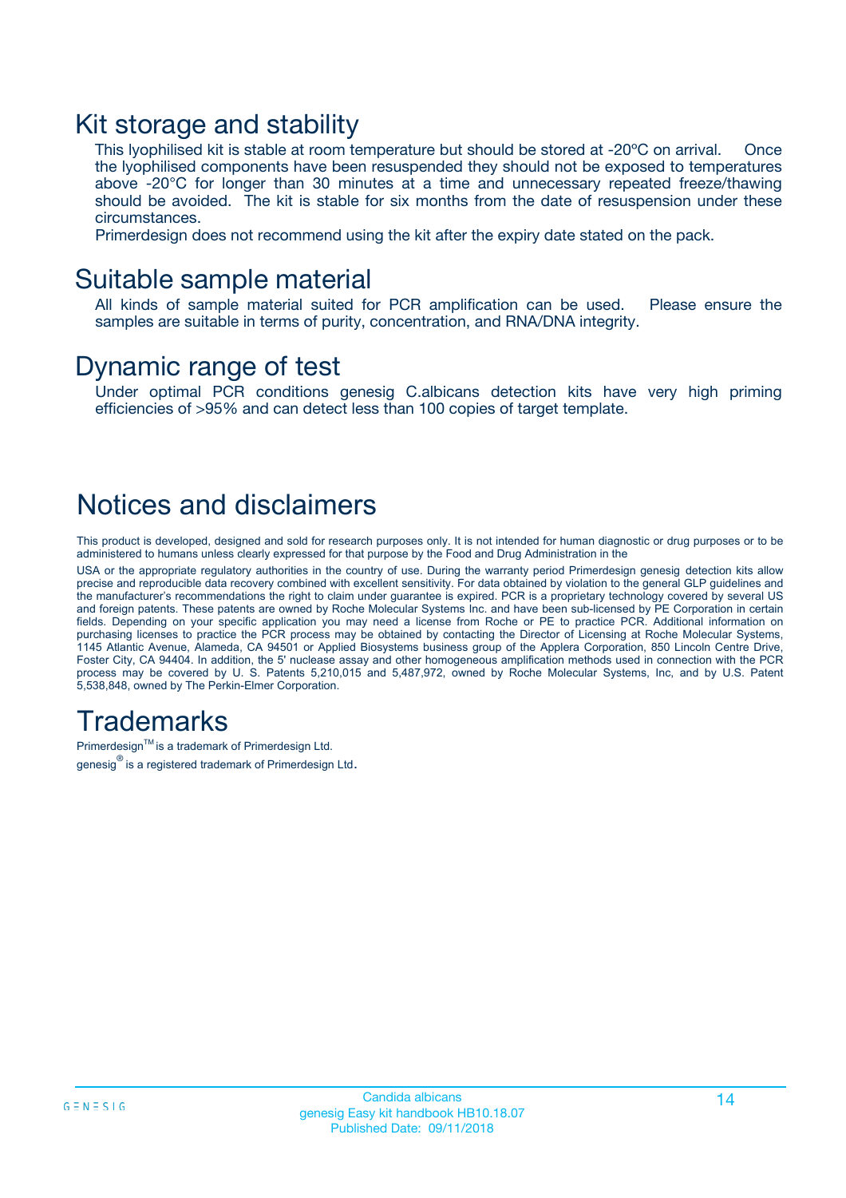## Kit storage and stability

This lyophilised kit is stable at room temperature but should be stored at -20ºC on arrival. Once the lyophilised components have been resuspended they should not be exposed to temperatures above -20°C for longer than 30 minutes at a time and unnecessary repeated freeze/thawing should be avoided. The kit is stable for six months from the date of resuspension under these circumstances.

Primerdesign does not recommend using the kit after the expiry date stated on the pack.

## Suitable sample material

All kinds of sample material suited for PCR amplification can be used. Please ensure the samples are suitable in terms of purity, concentration, and RNA/DNA integrity.

## Dynamic range of test

Under optimal PCR conditions genesig C.albicans detection kits have very high priming efficiencies of >95% and can detect less than 100 copies of target template.

# Notices and disclaimers

This product is developed, designed and sold for research purposes only. It is not intended for human diagnostic or drug purposes or to be administered to humans unless clearly expressed for that purpose by the Food and Drug Administration in the

USA or the appropriate regulatory authorities in the country of use. During the warranty period Primerdesign genesig detection kits allow precise and reproducible data recovery combined with excellent sensitivity. For data obtained by violation to the general GLP guidelines and the manufacturer's recommendations the right to claim under guarantee is expired. PCR is a proprietary technology covered by several US and foreign patents. These patents are owned by Roche Molecular Systems Inc. and have been sub-licensed by PE Corporation in certain fields. Depending on your specific application you may need a license from Roche or PE to practice PCR. Additional information on purchasing licenses to practice the PCR process may be obtained by contacting the Director of Licensing at Roche Molecular Systems, 1145 Atlantic Avenue, Alameda, CA 94501 or Applied Biosystems business group of the Applera Corporation, 850 Lincoln Centre Drive, Foster City, CA 94404. In addition, the 5' nuclease assay and other homogeneous amplification methods used in connection with the PCR process may be covered by U. S. Patents 5,210,015 and 5,487,972, owned by Roche Molecular Systems, Inc, and by U.S. Patent 5,538,848, owned by The Perkin-Elmer Corporation.

# Trademarks

Primerdesign™ is a trademark of Primerdesign Ltd.

genesig® is a registered trademark of Primerdesign Ltd.